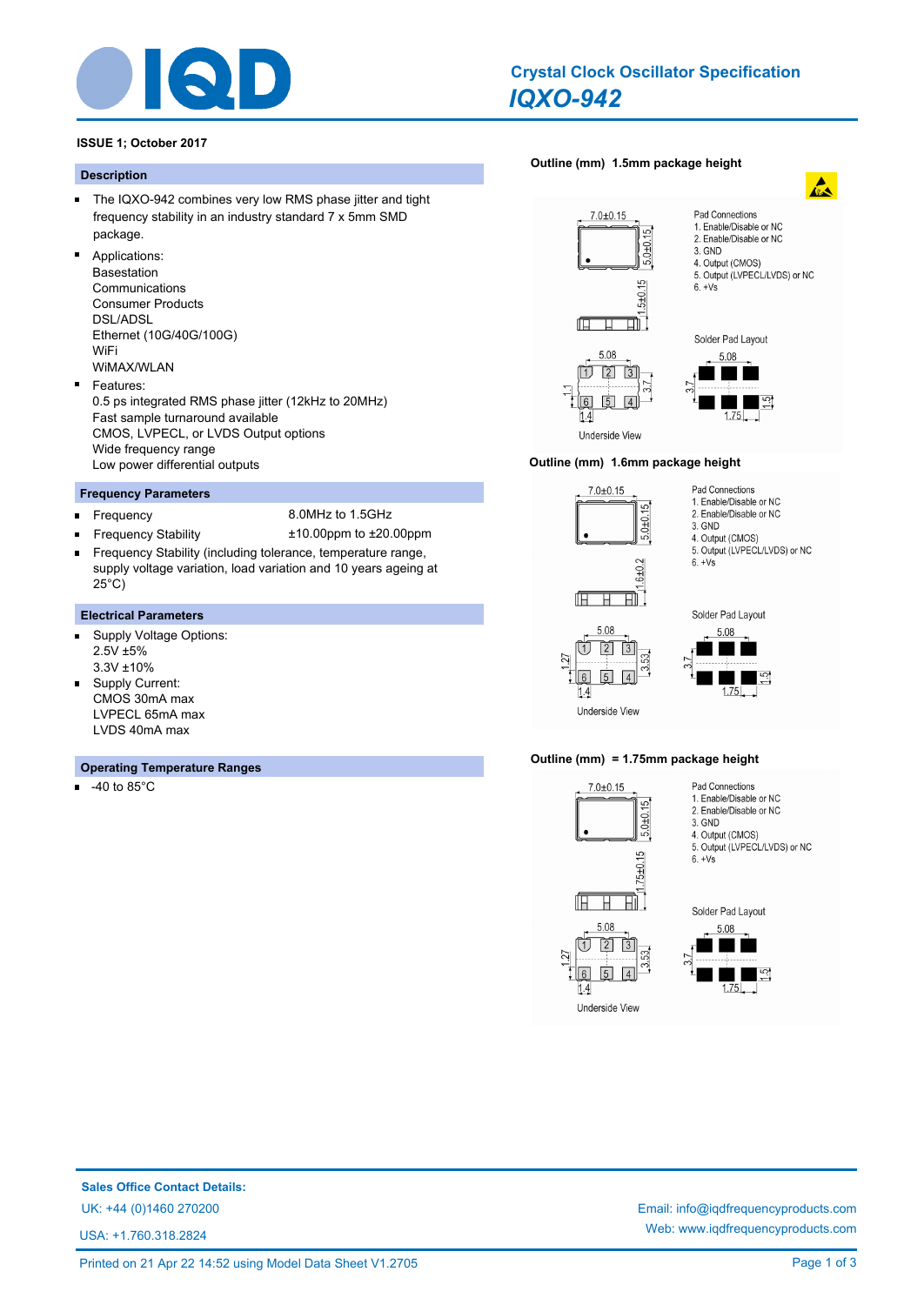# Crystal Clock Oscillator Specification

## *IQXO-942*

**ISSUE 1; October 2017**

### Description

- The IQXO-942 combines very low RMS phase jitter and tight frequency stability in an industry standard 7 x 5mm SMD package.
- Applications:
  Basestation
  Communications
  Consumer Products
  DSL/ADSL
  Ethernet (10G/40G/100G)
  WiFi
  WiMAX/WLAN
- Features:
  0.5 ps integrated RMS phase jitter (12kHz to 20MHz)
  Fast sample turnaround available
  CMOS, LVPECL, or LVDS Output options
  Wide frequency range
  Low power differential outputs

### Frequency Parameters

- Frequency — 8.0MHz to 1.5GHz
- Frequency Stability — ±10.00ppm to ±20.00ppm
- Frequency Stability (including tolerance, temperature range, supply voltage variation, load variation and 10 years ageing at 25°C)

### Electrical Parameters

- Supply Voltage Options:
  2.5V ±5%
  3.3V ±10%
- Supply Current:
  CMOS 30mA max
  LVPECL 65mA max
  LVDS 40mA max

### Operating Temperature Ranges

- -40 to 85°C

### Outline (mm) 1.5mm package height

7.0±0.15; 5.0±0.15; 1.5±0.15

Pad Connections
1. Enable/Disable or NC
2. Enable/Disable or NC
3. GND
4. Output (CMOS)
5. Output (LVPECL/LVDS) or NC
6. +Vs

Solder Pad Layout: 5.08; 3.7; 1.75; 1.5

Underside View: 5.08; 1.1; 3.7; 1.4

### Outline (mm) 1.6mm package height

7.0±0.15; 5.0±0.15; 1.6±0.2

Pad Connections
1. Enable/Disable or NC
2. Enable/Disable or NC
3. GND
4. Output (CMOS)
5. Output (LVPECL/LVDS) or NC
6. +Vs

Solder Pad Layout: 5.08; 3.7; 1.75; 1.5

Underside View: 5.08; 1.27; 3.53; 1.4

### Outline (mm) = 1.75mm package height

7.0±0.15; 5.0±0.15; 1.75±0.15

Pad Connections
1. Enable/Disable or NC
2. Enable/Disable or NC
3. GND
4. Output (CMOS)
5. Output (LVPECL/LVDS) or NC
6. +Vs

Solder Pad Layout: 5.08; 3.7; 1.75; 1.5

Underside View: 5.08; 1.27; 3.53; 1.4

**Sales Office Contact Details:**

UK: +44 (0)1460 270200

USA: +1.760.318.2824

Email: info@iqdfrequencyproducts.com

Web: www.iqdfrequencyproducts.com

Printed on 21 Apr 22 14:52 using Model Data Sheet V1.2705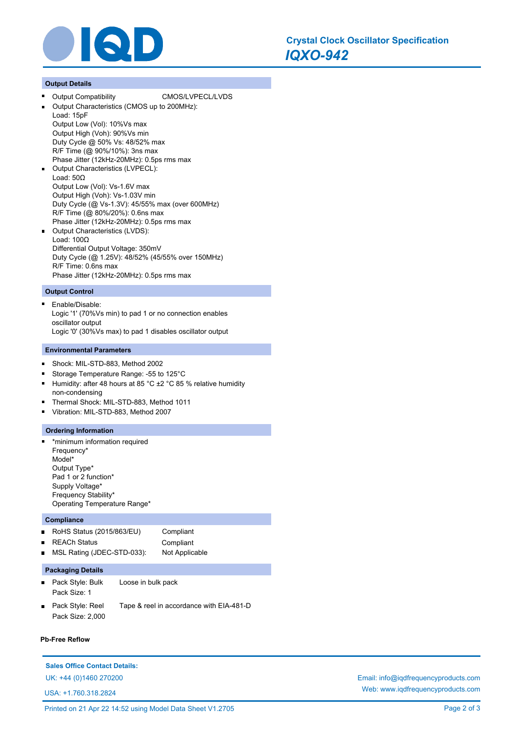## Output Details

- Output Compatibility CMOS/LVPECL/LVDS
- Output Characteristics (CMOS up to 200MHz):
  Load: 15pF
  Output Low (Vol): 10%Vs max
  Output High (Voh): 90%Vs min
  Duty Cycle @ 50% Vs: 48/52% max
  R/F Time (@ 90%/10%): 3ns max
  Phase Jitter (12kHz-20MHz): 0.5ps rms max
- Output Characteristics (LVPECL):
  Load: 50Ω
  Output Low (Vol): Vs-1.6V max
  Output High (Voh): Vs-1.03V min
  Duty Cycle (@ Vs-1.3V): 45/55% max (over 600MHz)
  R/F Time (@ 80%/20%): 0.6ns max
  Phase Jitter (12kHz-20MHz): 0.5ps rms max
- Output Characteristics (LVDS):
  Load: 100Ω
  Differential Output Voltage: 350mV
  Duty Cycle (@ 1.25V): 48/52% (45/55% over 150MHz)
  R/F Time: 0.6ns max
  Phase Jitter (12kHz-20MHz): 0.5ps rms max

## Output Control

- Enable/Disable:
  Logic '1' (70%Vs min) to pad 1 or no connection enables oscillator output
  Logic '0' (30%Vs max) to pad 1 disables oscillator output

## Environmental Parameters

- Shock: MIL-STD-883, Method 2002
- Storage Temperature Range: -55 to 125°C
- Humidity: after 48 hours at 85 °C ±2 °C 85 % relative humidity non-condensing
- Thermal Shock: MIL-STD-883, Method 1011
- Vibration: MIL-STD-883, Method 2007

## Ordering Information

- *minimum information required
  Frequency*
  Model*
  Output Type*
  Pad 1 or 2 function*
  Supply Voltage*
  Frequency Stability*
  Operating Temperature Range*

## Compliance

- RoHS Status (2015/863/EU) Compliant
- REACh Status Compliant
- MSL Rating (JDEC-STD-033): Not Applicable

## Packaging Details

- Pack Style: Bulk Loose in bulk pack
  Pack Size: 1
- Pack Style: Reel Tape & reel in accordance with EIA-481-D
  Pack Size: 2,000

**Pb-Free Reflow**

**Sales Office Contact Details:**

UK: +44 (0)1460 270200

USA: +1.760.318.2824

Email: info@iqdfrequencyproducts.com

Web: www.iqdfrequencyproducts.com

Printed on 21 Apr 22 14:52 using Model Data Sheet V1.2705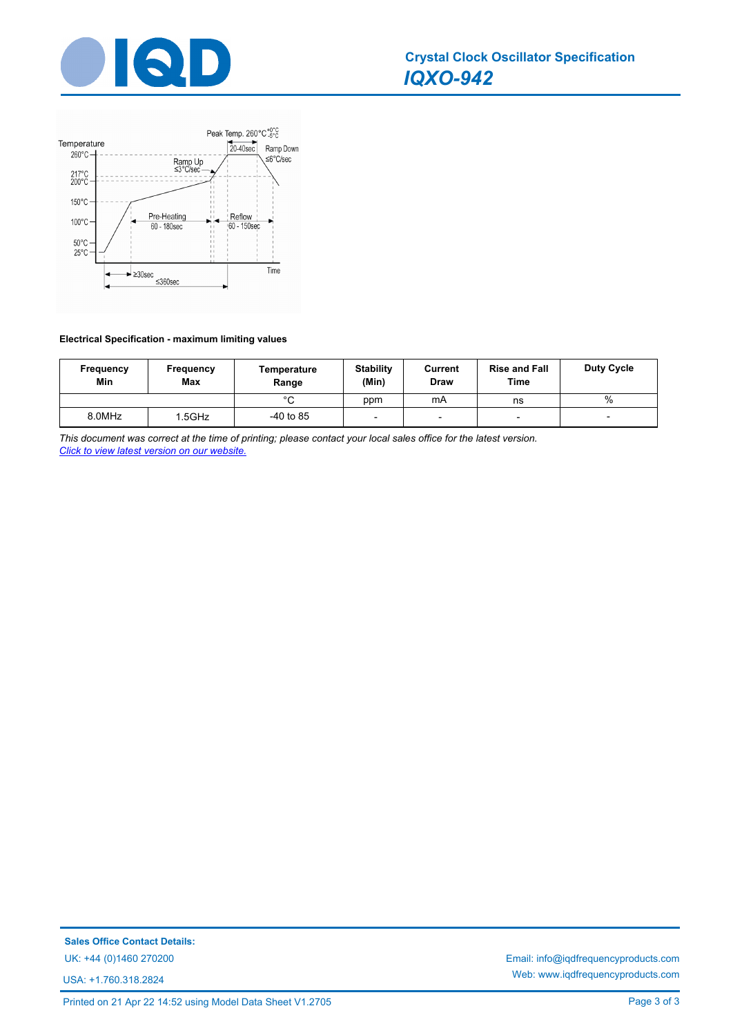Peak Temp. 260°C $^{+0°C}_{-5°C}$

Temperature

260°C

217°C

200°C

150°C

100°C

50°C

25°C

20-40sec

Ramp Down

≤6°C/sec

Ramp Up

≤3°C/sec

Pre-Heating

60 - 180sec

Reflow

60 - 150sec

≥30sec

≤360sec

Time

**Electrical Specification - maximum limiting values**

| Frequency Min | Frequency Max | Temperature Range | Stability (Min) | Current Draw | Rise and Fall Time | Duty Cycle |
|---|---|---|---|---|---|---|
| | | °C | ppm | mA | ns | % |
| 8.0MHz | 1.5GHz | -40 to 85 | - | - | - | - |

*This document was correct at the time of printing; please contact your local sales office for the latest version.*

*Click to view latest version on our website.*

**Sales Office Contact Details:**

UK: +44 (0)1460 270200

USA: +1.760.318.2824

Email: info@iqdfrequencyproducts.com

Web: www.iqdfrequencyproducts.com

Printed on 21 Apr 22 14:52 using Model Data Sheet V1.2705